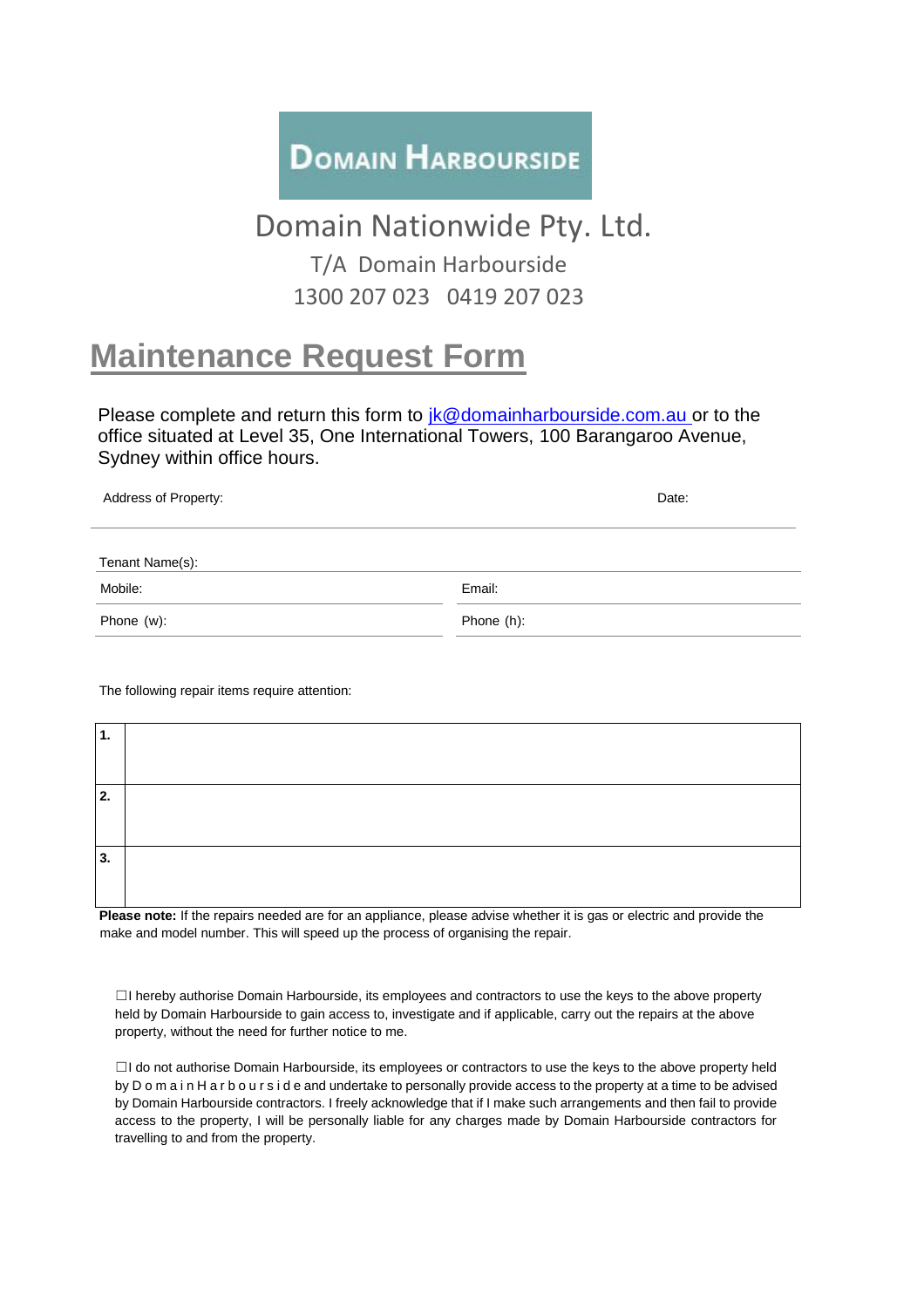**DOMAIN HARBOURSIDE**

Domain Nationwide Pty. Ltd.

T/A Domain Harbourside

1300 207 023 0419 207 023

# Maintenance Request Form

Please complete and return this form to jk@domainharbourside.com.au or to the office situated at Level 35, One International Towers, 100 Barangaroo Avenue, Sydney within office hours.

Address of Property: Date:

Tenant Name(s):

| Mobile: | Email: |
|---|---|
| Phone (w): | Phone (h): |

The following repair items require attention:

| | |
|---|---|
| **1.** | |
| **2.** | |
| **3.** | |

**Please note:** If the repairs needed are for an appliance, please advise whether it is gas or electric and provide the make and model number. This will speed up the process of organising the repair.

☐I hereby authorise Domain Harbourside, its employees and contractors to use the keys to the above property held by Domain Harbourside to gain access to, investigate and if applicable, carry out the repairs at the above property, without the need for further notice to me.

☐I do not authorise Domain Harbourside, its employees or contractors to use the keys to the above property held by Domain Harbourside and undertake to personally provide access to the property at a time to be advised by Domain Harbourside contractors. I freely acknowledge that if I make such arrangements and then fail to provide access to the property, I will be personally liable for any charges made by Domain Harbourside contractors for travelling to and from the property.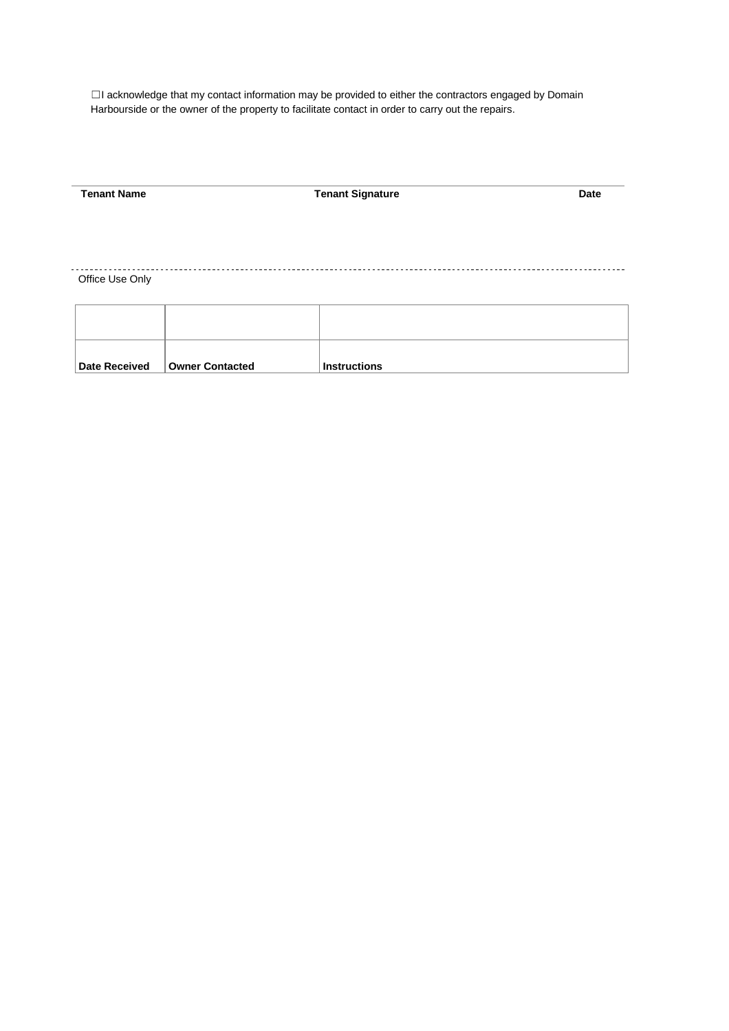☐I acknowledge that my contact information may be provided to either the contractors engaged by Domain Harbourside or the owner of the property to facilitate contact in order to carry out the repairs.

| **Tenant Name** | **Tenant Signature** | **Date** |
|---|---|---|

Office Use Only

| | | |
|---|---|---|
| | | |
| **Date Received** | **Owner Contacted** | **Instructions** |